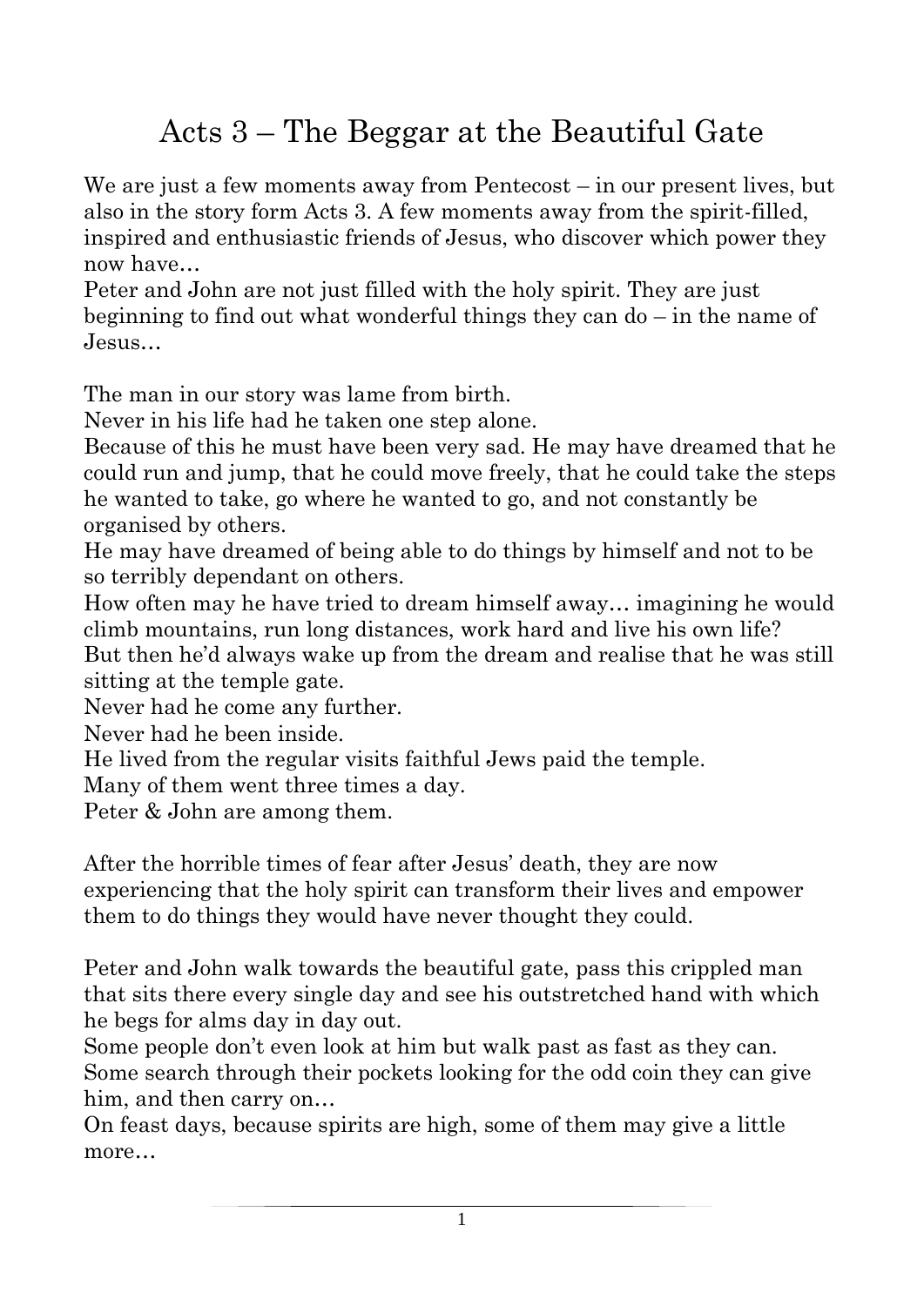# Acts 3 – The Beggar at the Beautiful Gate

We are just a few moments away from Pentecost – in our present lives, but also in the story form Acts 3. A few moments away from the spirit-filled, inspired and enthusiastic friends of Jesus, who discover which power they now have…

Peter and John are not just filled with the holy spirit. They are just beginning to find out what wonderful things they can do – in the name of Jesus…

The man in our story was lame from birth.

Never in his life had he taken one step alone.

Because of this he must have been very sad. He may have dreamed that he could run and jump, that he could move freely, that he could take the steps he wanted to take, go where he wanted to go, and not constantly be organised by others.

He may have dreamed of being able to do things by himself and not to be so terribly dependant on others.

How often may he have tried to dream himself away… imagining he would climb mountains, run long distances, work hard and live his own life?

But then he'd always wake up from the dream and realise that he was still sitting at the temple gate.

Never had he come any further.

Never had he been inside.

He lived from the regular visits faithful Jews paid the temple.

Many of them went three times a day.

Peter & John are among them.

After the horrible times of fear after Jesus' death, they are now experiencing that the holy spirit can transform their lives and empower them to do things they would have never thought they could.

Peter and John walk towards the beautiful gate, pass this crippled man that sits there every single day and see his outstretched hand with which he begs for alms day in day out.

Some people don't even look at him but walk past as fast as they can.

Some search through their pockets looking for the odd coin they can give him, and then carry on…

On feast days, because spirits are high, some of them may give a little more…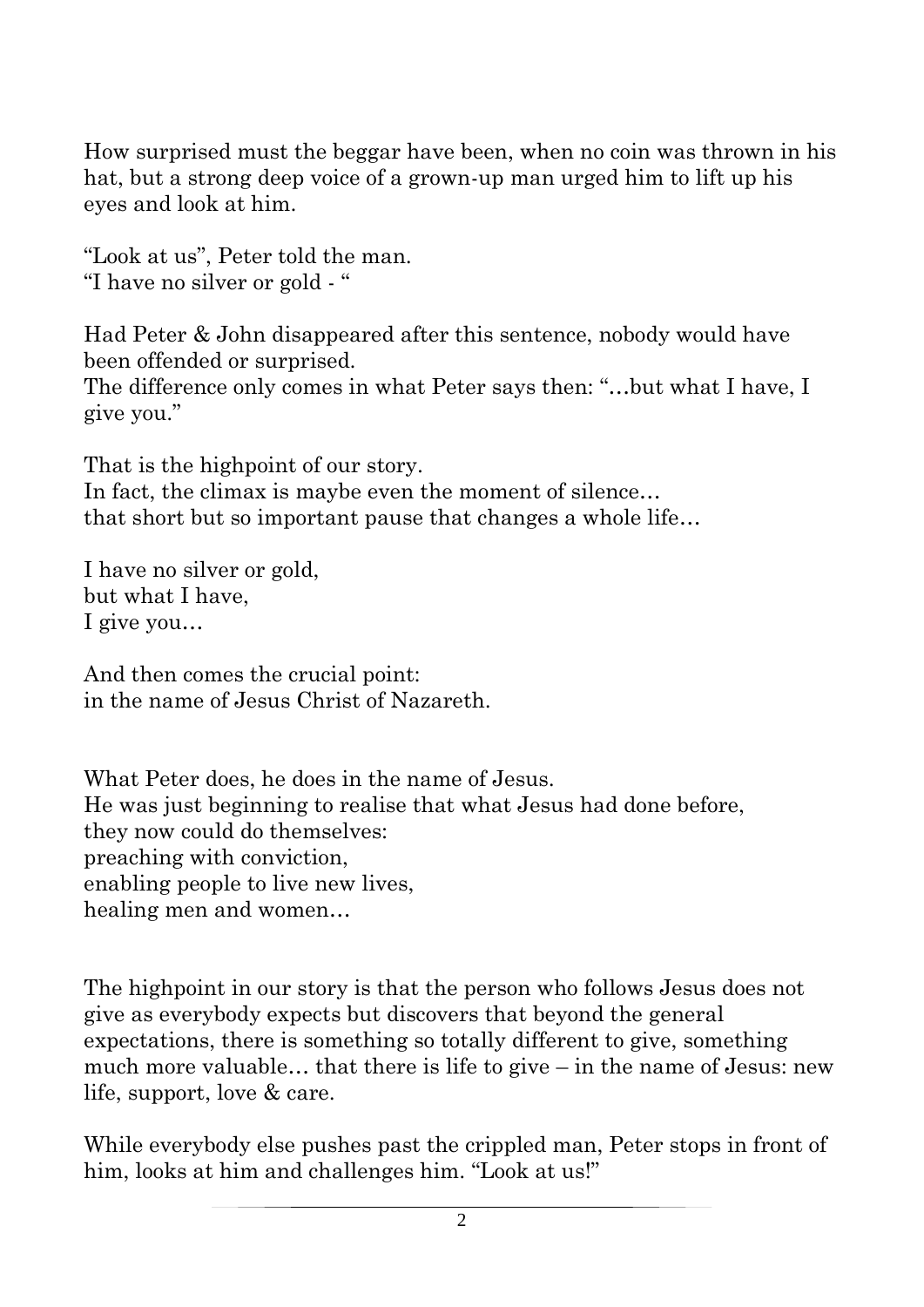How surprised must the beggar have been, when no coin was thrown in his hat, but a strong deep voice of a grown-up man urged him to lift up his eyes and look at him.

"Look at us", Peter told the man.
"I have no silver or gold - "

Had Peter & John disappeared after this sentence, nobody would have been offended or surprised.
The difference only comes in what Peter says then: "…but what I have, I give you."

That is the highpoint of our story.
In fact, the climax is maybe even the moment of silence…
that short but so important pause that changes a whole life…

I have no silver or gold,
but what I have,
I give you…

And then comes the crucial point:
in the name of Jesus Christ of Nazareth.

What Peter does, he does in the name of Jesus.
He was just beginning to realise that what Jesus had done before,
they now could do themselves:
preaching with conviction,
enabling people to live new lives,
healing men and women…

The highpoint in our story is that the person who follows Jesus does not give as everybody expects but discovers that beyond the general expectations, there is something so totally different to give, something much more valuable… that there is life to give – in the name of Jesus: new life, support, love & care.

While everybody else pushes past the crippled man, Peter stops in front of him, looks at him and challenges him. "Look at us!"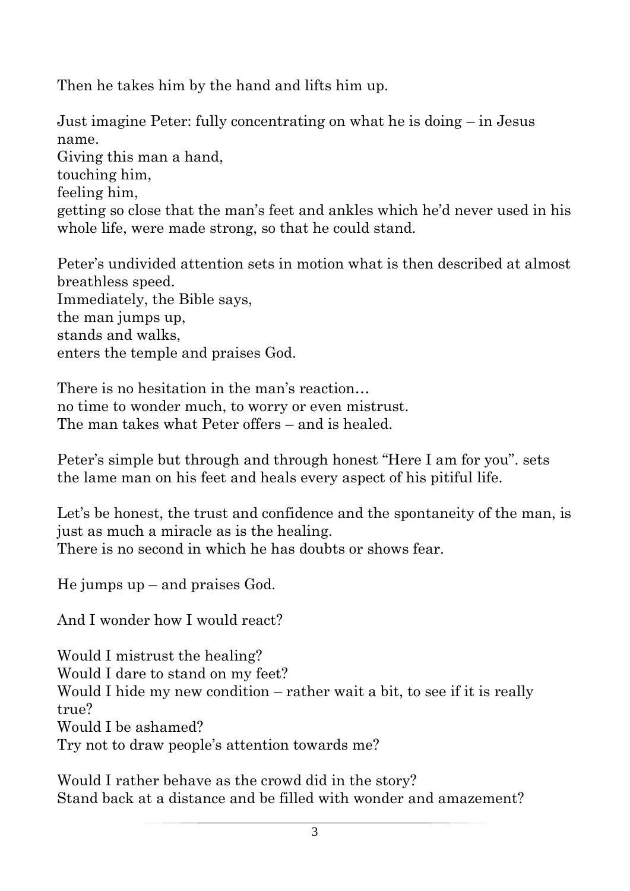Then he takes him by the hand and lifts him up.

Just imagine Peter: fully concentrating on what he is doing – in Jesus name.  
Giving this man a hand,  
touching him,  
feeling him,  
getting so close that the man's feet and ankles which he'd never used in his whole life, were made strong, so that he could stand.

Peter's undivided attention sets in motion what is then described at almost breathless speed.  
Immediately, the Bible says,  
the man jumps up,  
stands and walks,  
enters the temple and praises God.

There is no hesitation in the man's reaction…  
no time to wonder much, to worry or even mistrust.  
The man takes what Peter offers – and is healed.

Peter's simple but through and through honest "Here I am for you". sets the lame man on his feet and heals every aspect of his pitiful life.

Let's be honest, the trust and confidence and the spontaneity of the man, is just as much a miracle as is the healing.  
There is no second in which he has doubts or shows fear.

He jumps up – and praises God.

And I wonder how I would react?

Would I mistrust the healing?  
Would I dare to stand on my feet?  
Would I hide my new condition – rather wait a bit, to see if it is really true?  
Would I be ashamed?  
Try not to draw people's attention towards me?

Would I rather behave as the crowd did in the story?  
Stand back at a distance and be filled with wonder and amazement?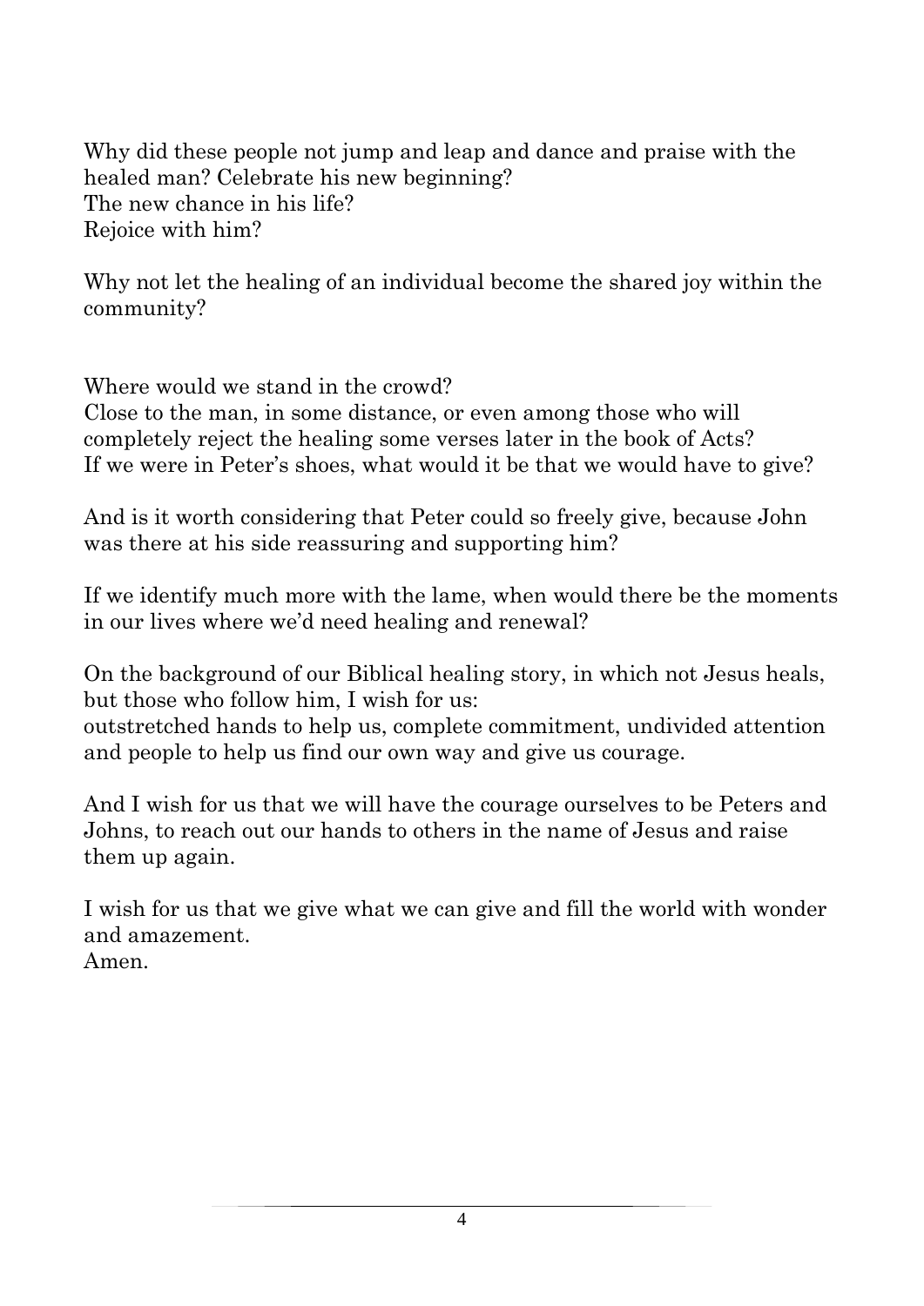Why did these people not jump and leap and dance and praise with the healed man? Celebrate his new beginning?
The new chance in his life?
Rejoice with him?

Why not let the healing of an individual become the shared joy within the community?

Where would we stand in the crowd?
Close to the man, in some distance, or even among those who will completely reject the healing some verses later in the book of Acts?
If we were in Peter's shoes, what would it be that we would have to give?

And is it worth considering that Peter could so freely give, because John was there at his side reassuring and supporting him?

If we identify much more with the lame, when would there be the moments in our lives where we'd need healing and renewal?

On the background of our Biblical healing story, in which not Jesus heals, but those who follow him, I wish for us:
outstretched hands to help us, complete commitment, undivided attention and people to help us find our own way and give us courage.

And I wish for us that we will have the courage ourselves to be Peters and Johns, to reach out our hands to others in the name of Jesus and raise them up again.

I wish for us that we give what we can give and fill the world with wonder and amazement.
Amen.